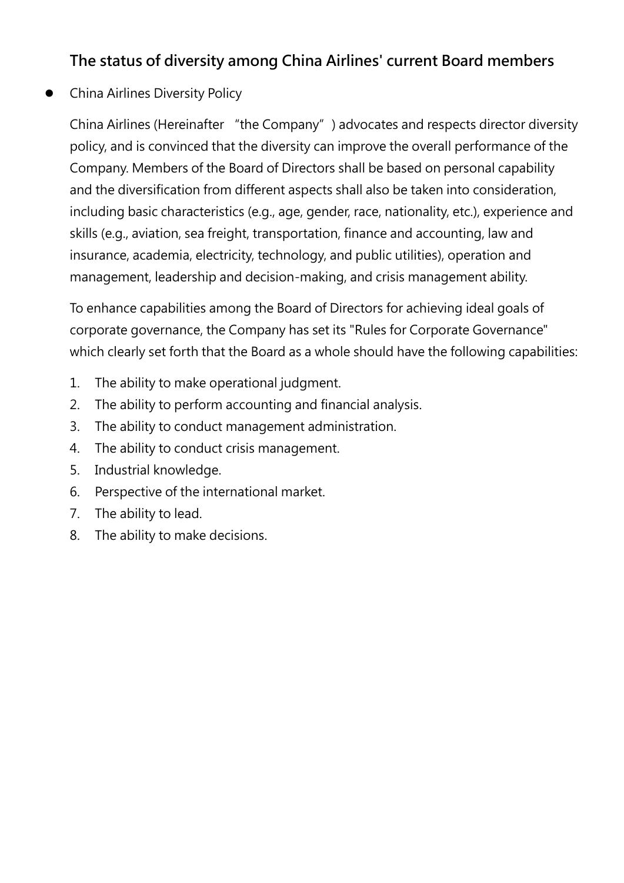## The status of diversity among China Airlines' current Board members

- China Airlines Diversity Policy

China Airlines (Hereinafter "the Company") advocates and respects director diversity policy, and is convinced that the diversity can improve the overall performance of the Company. Members of the Board of Directors shall be based on personal capability and the diversification from different aspects shall also be taken into consideration, including basic characteristics (e.g., age, gender, race, nationality, etc.), experience and skills (e.g., aviation, sea freight, transportation, finance and accounting, law and insurance, academia, electricity, technology, and public utilities), operation and management, leadership and decision-making, and crisis management ability.

To enhance capabilities among the Board of Directors for achieving ideal goals of corporate governance, the Company has set its "Rules for Corporate Governance" which clearly set forth that the Board as a whole should have the following capabilities:

1. The ability to make operational judgment.
2. The ability to perform accounting and financial analysis.
3. The ability to conduct management administration.
4. The ability to conduct crisis management.
5. Industrial knowledge.
6. Perspective of the international market.
7. The ability to lead.
8. The ability to make decisions.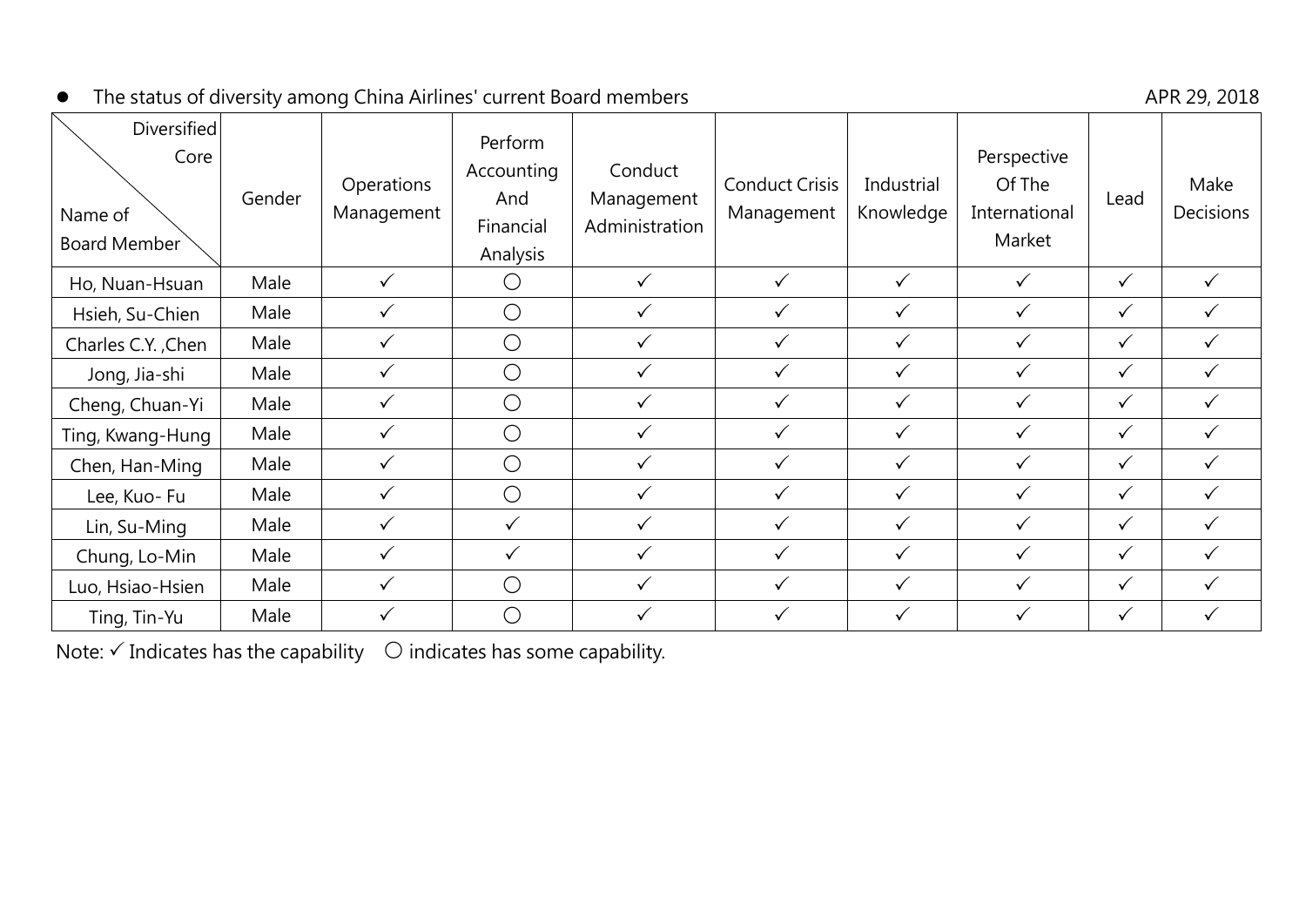- The status of diversity among China Airlines' current Board members

APR 29, 2018

| Diversified Core / Name of Board Member | Gender | Operations Management | Perform Accounting And Financial Analysis | Conduct Management Administration | Conduct Crisis Management | Industrial Knowledge | Perspective Of The International Market | Lead | Make Decisions |
|---|---|---|---|---|---|---|---|---|---|
| Ho, Nuan-Hsuan | Male | ✓ | ○ | ✓ | ✓ | ✓ | ✓ | ✓ | ✓ |
| Hsieh, Su-Chien | Male | ✓ | ○ | ✓ | ✓ | ✓ | ✓ | ✓ | ✓ |
| Charles C.Y. ,Chen | Male | ✓ | ○ | ✓ | ✓ | ✓ | ✓ | ✓ | ✓ |
| Jong, Jia-shi | Male | ✓ | ○ | ✓ | ✓ | ✓ | ✓ | ✓ | ✓ |
| Cheng, Chuan-Yi | Male | ✓ | ○ | ✓ | ✓ | ✓ | ✓ | ✓ | ✓ |
| Ting, Kwang-Hung | Male | ✓ | ○ | ✓ | ✓ | ✓ | ✓ | ✓ | ✓ |
| Chen, Han-Ming | Male | ✓ | ○ | ✓ | ✓ | ✓ | ✓ | ✓ | ✓ |
| Lee, Kuo- Fu | Male | ✓ | ○ | ✓ | ✓ | ✓ | ✓ | ✓ | ✓ |
| Lin, Su-Ming | Male | ✓ | ✓ | ✓ | ✓ | ✓ | ✓ | ✓ | ✓ |
| Chung, Lo-Min | Male | ✓ | ✓ | ✓ | ✓ | ✓ | ✓ | ✓ | ✓ |
| Luo, Hsiao-Hsien | Male | ✓ | ○ | ✓ | ✓ | ✓ | ✓ | ✓ | ✓ |
| Ting, Tin-Yu | Male | ✓ | ○ | ✓ | ✓ | ✓ | ✓ | ✓ | ✓ |

Note: ✓ Indicates has the capability ○ indicates has some capability.